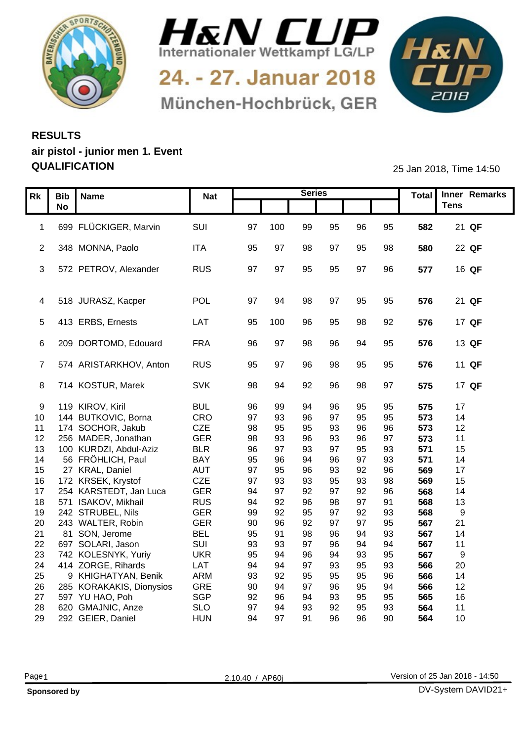# H&N CUP

**Internationaler Wettkampf LG/LP**

**24. - 27. Januar 2018**

**München-Hochbrück, GER**

## RESULTS
## air pistol - junior men 1. Event
## QUALIFICATION

25 Jan 2018, Time 14:50

| Rk | Bib No | Name | Nat | Series | | | | | | Total | Inner Tens | Remarks |
|---|---|---|---|---|---|---|---|---|---|---|---|---|
| 1 | 699 | FLÜCKIGER, Marvin | SUI | 97 | 100 | 99 | 95 | 96 | 95 | **582** | 21 | **QF** |
| 2 | 348 | MONNA, Paolo | ITA | 95 | 97 | 98 | 97 | 95 | 98 | **580** | 22 | **QF** |
| 3 | 572 | PETROV, Alexander | RUS | 97 | 97 | 95 | 95 | 97 | 96 | **577** | 16 | **QF** |
| 4 | 518 | JURASZ, Kacper | POL | 97 | 94 | 98 | 97 | 95 | 95 | **576** | 21 | **QF** |
| 5 | 413 | ERBS, Ernests | LAT | 95 | 100 | 96 | 95 | 98 | 92 | **576** | 17 | **QF** |
| 6 | 209 | DORTOMD, Edouard | FRA | 96 | 97 | 98 | 96 | 94 | 95 | **576** | 13 | **QF** |
| 7 | 574 | ARISTARKHOV, Anton | RUS | 95 | 97 | 96 | 98 | 95 | 95 | **576** | 11 | **QF** |
| 8 | 714 | KOSTUR, Marek | SVK | 98 | 94 | 92 | 96 | 98 | 97 | **575** | 17 | **QF** |
| 9 | 119 | KIROV, Kiril | BUL | 96 | 99 | 94 | 96 | 95 | 95 | **575** | 17 | |
| 10 | 144 | BUTKOVIC, Borna | CRO | 97 | 93 | 96 | 97 | 95 | 95 | **573** | 14 | |
| 11 | 174 | SOCHOR, Jakub | CZE | 98 | 95 | 95 | 93 | 96 | 96 | **573** | 12 | |
| 12 | 256 | MADER, Jonathan | GER | 98 | 93 | 96 | 93 | 96 | 97 | **573** | 11 | |
| 13 | 100 | KURDZI, Abdul-Aziz | BLR | 96 | 97 | 93 | 97 | 95 | 93 | **571** | 15 | |
| 14 | 56 | FRÖHLICH, Paul | BAY | 95 | 96 | 94 | 96 | 97 | 93 | **571** | 14 | |
| 15 | 27 | KRAL, Daniel | AUT | 97 | 95 | 96 | 93 | 92 | 96 | **569** | 17 | |
| 16 | 172 | KRSEK, Krystof | CZE | 97 | 93 | 93 | 95 | 93 | 98 | **569** | 15 | |
| 17 | 254 | KARSTEDT, Jan Luca | GER | 94 | 97 | 92 | 97 | 92 | 96 | **568** | 14 | |
| 18 | 571 | ISAKOV, Mikhail | RUS | 94 | 92 | 96 | 98 | 97 | 91 | **568** | 13 | |
| 19 | 242 | STRUBEL, Nils | GER | 99 | 92 | 95 | 97 | 92 | 93 | **568** | 9 | |
| 20 | 243 | WALTER, Robin | GER | 90 | 96 | 92 | 97 | 97 | 95 | **567** | 21 | |
| 21 | 81 | SON, Jerome | BEL | 95 | 91 | 98 | 96 | 94 | 93 | **567** | 14 | |
| 22 | 697 | SOLARI, Jason | SUI | 93 | 93 | 97 | 96 | 94 | 94 | **567** | 11 | |
| 23 | 742 | KOLESNYK, Yuriy | UKR | 95 | 94 | 96 | 94 | 93 | 95 | **567** | 9 | |
| 24 | 414 | ZORGE, Rihards | LAT | 94 | 94 | 97 | 93 | 95 | 93 | **566** | 20 | |
| 25 | 9 | KHIGHATYAN, Benik | ARM | 93 | 92 | 95 | 95 | 95 | 96 | **566** | 14 | |
| 26 | 285 | KORAKAKIS, Dionysios | GRE | 90 | 94 | 97 | 96 | 95 | 94 | **566** | 12 | |
| 27 | 597 | YU HAO, Poh | SGP | 92 | 96 | 94 | 93 | 95 | 95 | **565** | 16 | |
| 28 | 620 | GMAJNIC, Anze | SLO | 97 | 94 | 93 | 92 | 95 | 93 | **564** | 11 | |
| 29 | 292 | GEIER, Daniel | HUN | 94 | 97 | 91 | 96 | 96 | 90 | **564** | 10 | |

2.10.40 / AP60j

Version of 25 Jan 2018 - 14:50

**Sponsored by**

DV-System DAVID21+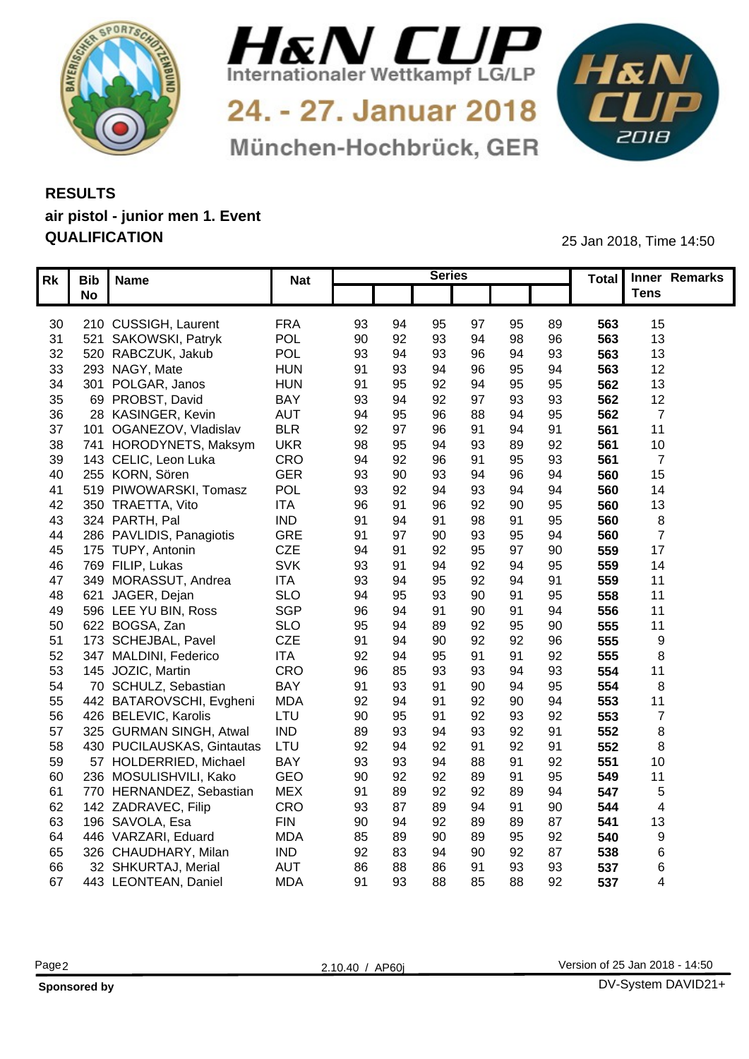# H&N CUP

Internationaler Wettkampf LG/LP

24. - 27. Januar 2018

München-Hochbrück, GER

## RESULTS

**air pistol - junior men 1. Event**

**QUALIFICATION**

25 Jan 2018, Time 14:50

| Rk | Bib No | Name | Nat | Series | | | | | | Total | Inner Tens | Remarks |
|---|---|---|---|---|---|---|---|---|---|---|---|---|
| 30 | 210 | CUSSIGH, Laurent | FRA | 93 | 94 | 95 | 97 | 95 | 89 | **563** | 15 | |
| 31 | 521 | SAKOWSKI, Patryk | POL | 90 | 92 | 93 | 94 | 98 | 96 | **563** | 13 | |
| 32 | 520 | RABCZUK, Jakub | POL | 93 | 94 | 93 | 96 | 94 | 93 | **563** | 13 | |
| 33 | 293 | NAGY, Mate | HUN | 91 | 93 | 94 | 96 | 95 | 94 | **563** | 12 | |
| 34 | 301 | POLGAR, Janos | HUN | 91 | 95 | 92 | 94 | 95 | 95 | **562** | 13 | |
| 35 | 69 | PROBST, David | BAY | 93 | 94 | 92 | 97 | 93 | 93 | **562** | 12 | |
| 36 | 28 | KASINGER, Kevin | AUT | 94 | 95 | 96 | 88 | 94 | 95 | **562** | 7 | |
| 37 | 101 | OGANEZOV, Vladislav | BLR | 92 | 97 | 96 | 91 | 94 | 91 | **561** | 11 | |
| 38 | 741 | HORODYNETS, Maksym | UKR | 98 | 95 | 94 | 93 | 89 | 92 | **561** | 10 | |
| 39 | 143 | CELIC, Leon Luka | CRO | 94 | 92 | 96 | 91 | 95 | 93 | **561** | 7 | |
| 40 | 255 | KORN, Sören | GER | 93 | 90 | 93 | 94 | 96 | 94 | **560** | 15 | |
| 41 | 519 | PIWOWARSKI, Tomasz | POL | 93 | 92 | 94 | 93 | 94 | 94 | **560** | 14 | |
| 42 | 350 | TRAETTA, Vito | ITA | 96 | 91 | 96 | 92 | 90 | 95 | **560** | 13 | |
| 43 | 324 | PARTH, Pal | IND | 91 | 94 | 91 | 98 | 91 | 95 | **560** | 8 | |
| 44 | 286 | PAVLIDIS, Panagiotis | GRE | 91 | 97 | 90 | 93 | 95 | 94 | **560** | 7 | |
| 45 | 175 | TUPY, Antonin | CZE | 94 | 91 | 92 | 95 | 97 | 90 | **559** | 17 | |
| 46 | 769 | FILIP, Lukas | SVK | 93 | 91 | 94 | 92 | 94 | 95 | **559** | 14 | |
| 47 | 349 | MORASSUT, Andrea | ITA | 93 | 94 | 95 | 92 | 94 | 91 | **559** | 11 | |
| 48 | 621 | JAGER, Dejan | SLO | 94 | 95 | 93 | 90 | 91 | 95 | **558** | 11 | |
| 49 | 596 | LEE YU BIN, Ross | SGP | 96 | 94 | 91 | 90 | 91 | 94 | **556** | 11 | |
| 50 | 622 | BOGSA, Zan | SLO | 95 | 94 | 89 | 92 | 95 | 90 | **555** | 11 | |
| 51 | 173 | SCHEJBAL, Pavel | CZE | 91 | 94 | 90 | 92 | 92 | 96 | **555** | 9 | |
| 52 | 347 | MALDINI, Federico | ITA | 92 | 94 | 95 | 91 | 91 | 92 | **555** | 8 | |
| 53 | 145 | JOZIC, Martin | CRO | 96 | 85 | 93 | 93 | 94 | 93 | **554** | 11 | |
| 54 | 70 | SCHULZ, Sebastian | BAY | 91 | 93 | 91 | 90 | 94 | 95 | **554** | 8 | |
| 55 | 442 | BATAROVSCHI, Evgheni | MDA | 92 | 94 | 91 | 92 | 90 | 94 | **553** | 11 | |
| 56 | 426 | BELEVIC, Karolis | LTU | 90 | 95 | 91 | 92 | 93 | 92 | **553** | 7 | |
| 57 | 325 | GURMAN SINGH, Atwal | IND | 89 | 93 | 94 | 93 | 92 | 91 | **552** | 8 | |
| 58 | 430 | PUCILAUSKAS, Gintautas | LTU | 92 | 94 | 92 | 91 | 92 | 91 | **552** | 8 | |
| 59 | 57 | HOLDERRIED, Michael | BAY | 93 | 93 | 94 | 88 | 91 | 92 | **551** | 10 | |
| 60 | 236 | MOSULISHVILI, Kako | GEO | 90 | 92 | 92 | 89 | 91 | 95 | **549** | 11 | |
| 61 | 770 | HERNANDEZ, Sebastian | MEX | 91 | 89 | 92 | 92 | 89 | 94 | **547** | 5 | |
| 62 | 142 | ZADRAVEC, Filip | CRO | 93 | 87 | 89 | 94 | 91 | 90 | **544** | 4 | |
| 63 | 196 | SAVOLA, Esa | FIN | 90 | 94 | 92 | 89 | 89 | 87 | **541** | 13 | |
| 64 | 446 | VARZARI, Eduard | MDA | 85 | 89 | 90 | 89 | 95 | 92 | **540** | 9 | |
| 65 | 326 | CHAUDHARY, Milan | IND | 92 | 83 | 94 | 90 | 92 | 87 | **538** | 6 | |
| 66 | 32 | SHKURTAJ, Merial | AUT | 86 | 88 | 86 | 91 | 93 | 93 | **537** | 6 | |
| 67 | 443 | LEONTEAN, Daniel | MDA | 91 | 93 | 88 | 85 | 88 | 92 | **537** | 4 | |

2.10.40 / AP60j

Version of 25 Jan 2018 - 14:50

**Sponsored by**

DV-System DAVID21+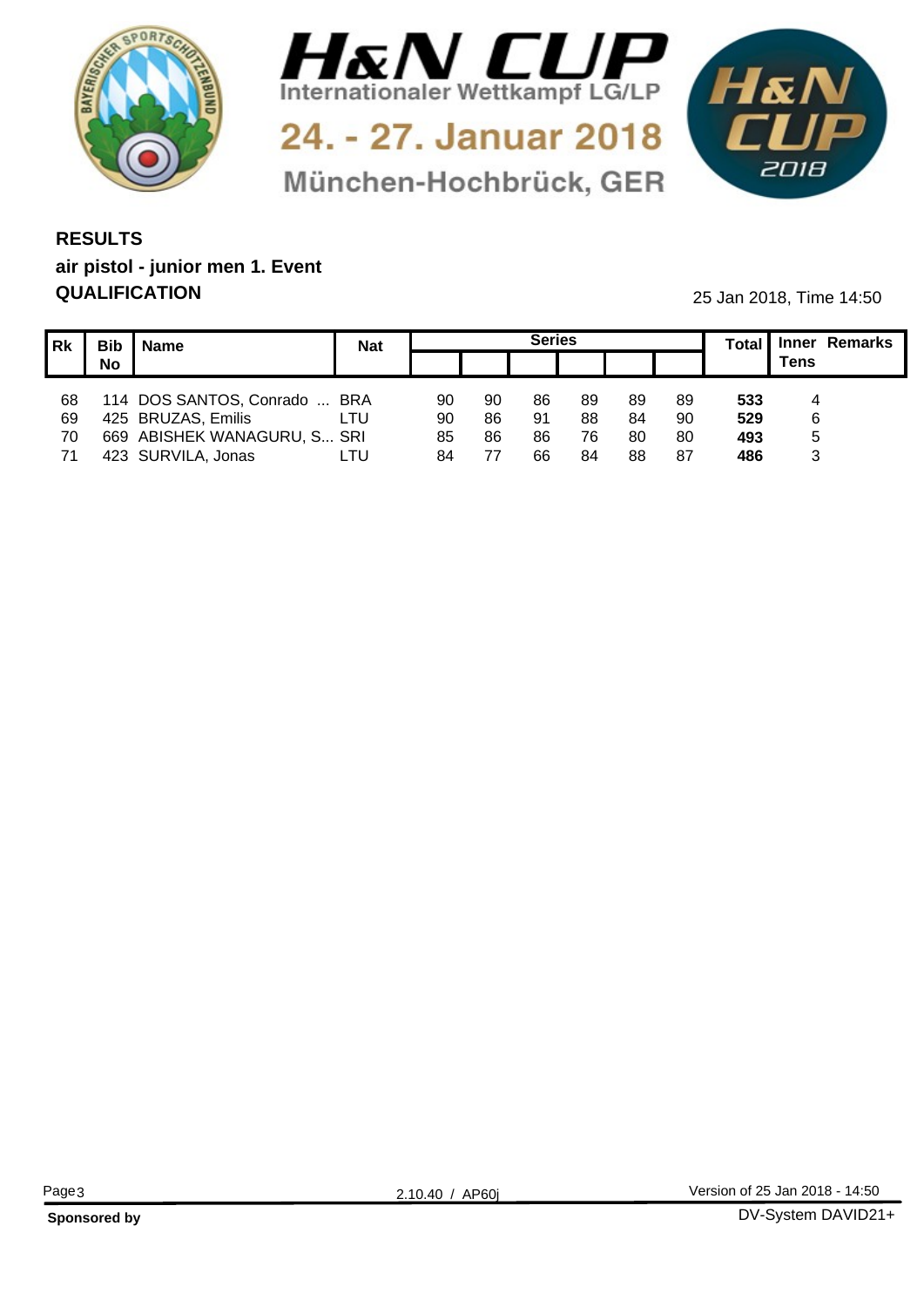H&N CUP
Internationaler Wettkampf LG/LP
24. - 27. Januar 2018
München-Hochbrück, GER

**RESULTS**
**air pistol - junior men 1. Event**
**QUALIFICATION**

25 Jan 2018, Time 14:50

| Rk | Bib No | Name | Nat | Series | | | | | | Total | Inner Tens | Remarks |
|---|---|---|---|---|---|---|---|---|---|---|---|---|
| 68 | 114 | DOS SANTOS, Conrado ... | BRA | 90 | 90 | 86 | 89 | 89 | 89 | **533** | 4 | |
| 69 | 425 | BRUZAS, Emilis | LTU | 90 | 86 | 91 | 88 | 84 | 90 | **529** | 6 | |
| 70 | 669 | ABISHEK WANAGURU, S... | SRI | 85 | 86 | 86 | 76 | 80 | 80 | **493** | 5 | |
| 71 | 423 | SURVILA, Jonas | LTU | 84 | 77 | 66 | 84 | 88 | 87 | **486** | 3 | |

2.10.40 / AP60j

Version of 25 Jan 2018 - 14:50

**Sponsored by**

DV-System DAVID21+